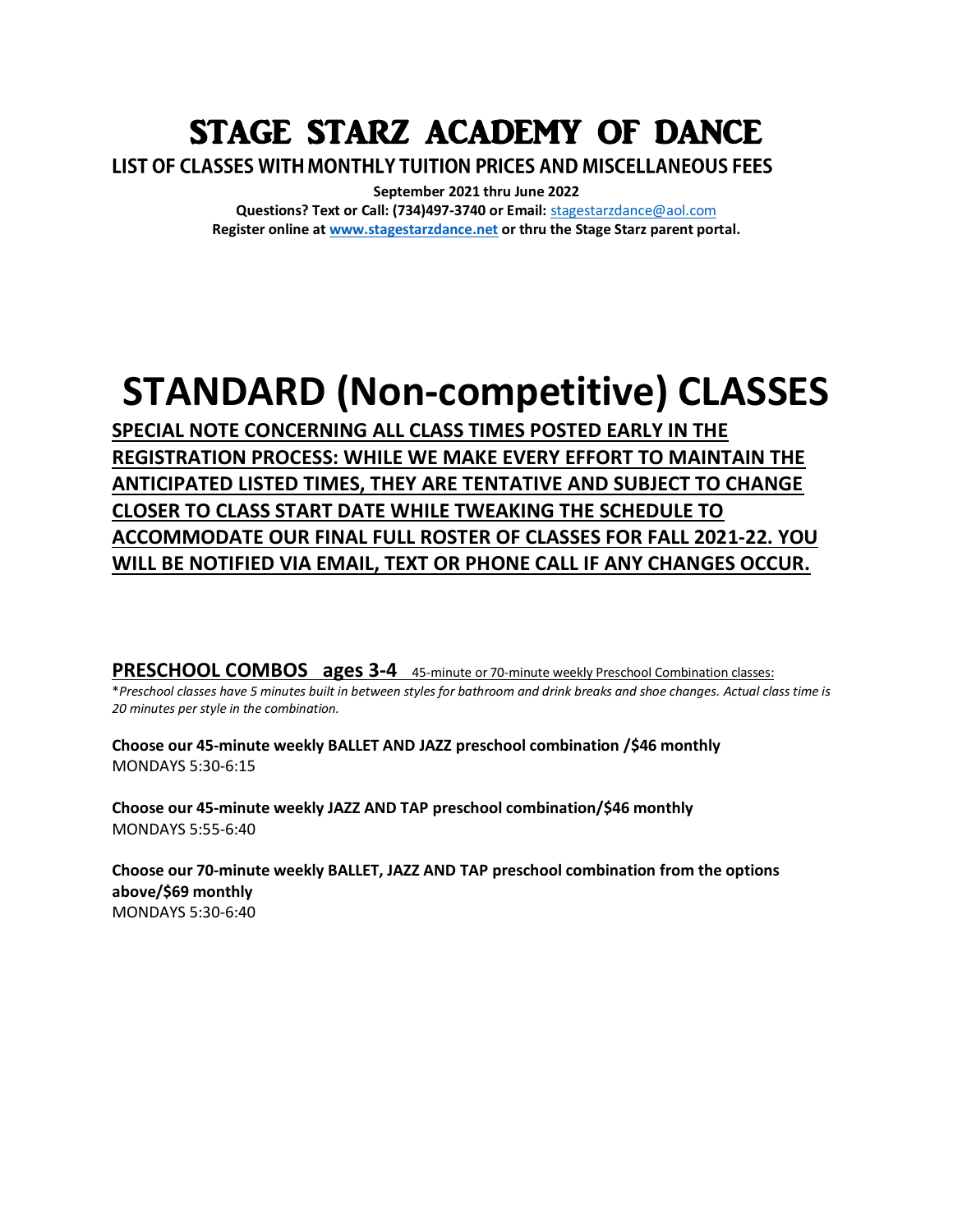# STAGE STARZ ACADEMY OF DANCE

## LIST OF CLASSES WITH MONTHLY TUITION PRICES AND MISCELLANEOUS FEES

**September 2021 thru June 2022**

**Questions? Text or Call: (734)497-3740 or Email:** stagestarzdance@aol.com

**Register online at www.stagestarzdance.net or thru the Stage Starz parent portal.**

# STANDARD (Non-competitive) CLASSES

**SPECIAL NOTE CONCERNING ALL CLASS TIMES POSTED EARLY IN THE REGISTRATION PROCESS: WHILE WE MAKE EVERY EFFORT TO MAINTAIN THE ANTICIPATED LISTED TIMES, THEY ARE TENTATIVE AND SUBJECT TO CHANGE CLOSER TO CLASS START DATE WHILE TWEAKING THE SCHEDULE TO ACCOMMODATE OUR FINAL FULL ROSTER OF CLASSES FOR FALL 2021-22. YOU WILL BE NOTIFIED VIA EMAIL, TEXT OR PHONE CALL IF ANY CHANGES OCCUR.**

## PRESCHOOL COMBOS ages 3-4

45-minute or 70-minute weekly Preschool Combination classes:

*\*Preschool classes have 5 minutes built in between styles for bathroom and drink breaks and shoe changes. Actual class time is 20 minutes per style in the combination.*

**Choose our 45-minute weekly BALLET AND JAZZ preschool combination /$46 monthly**
MONDAYS 5:30-6:15

**Choose our 45-minute weekly JAZZ AND TAP preschool combination/$46 monthly**
MONDAYS 5:55-6:40

**Choose our 70-minute weekly BALLET, JAZZ AND TAP preschool combination from the options above/$69 monthly**
MONDAYS 5:30-6:40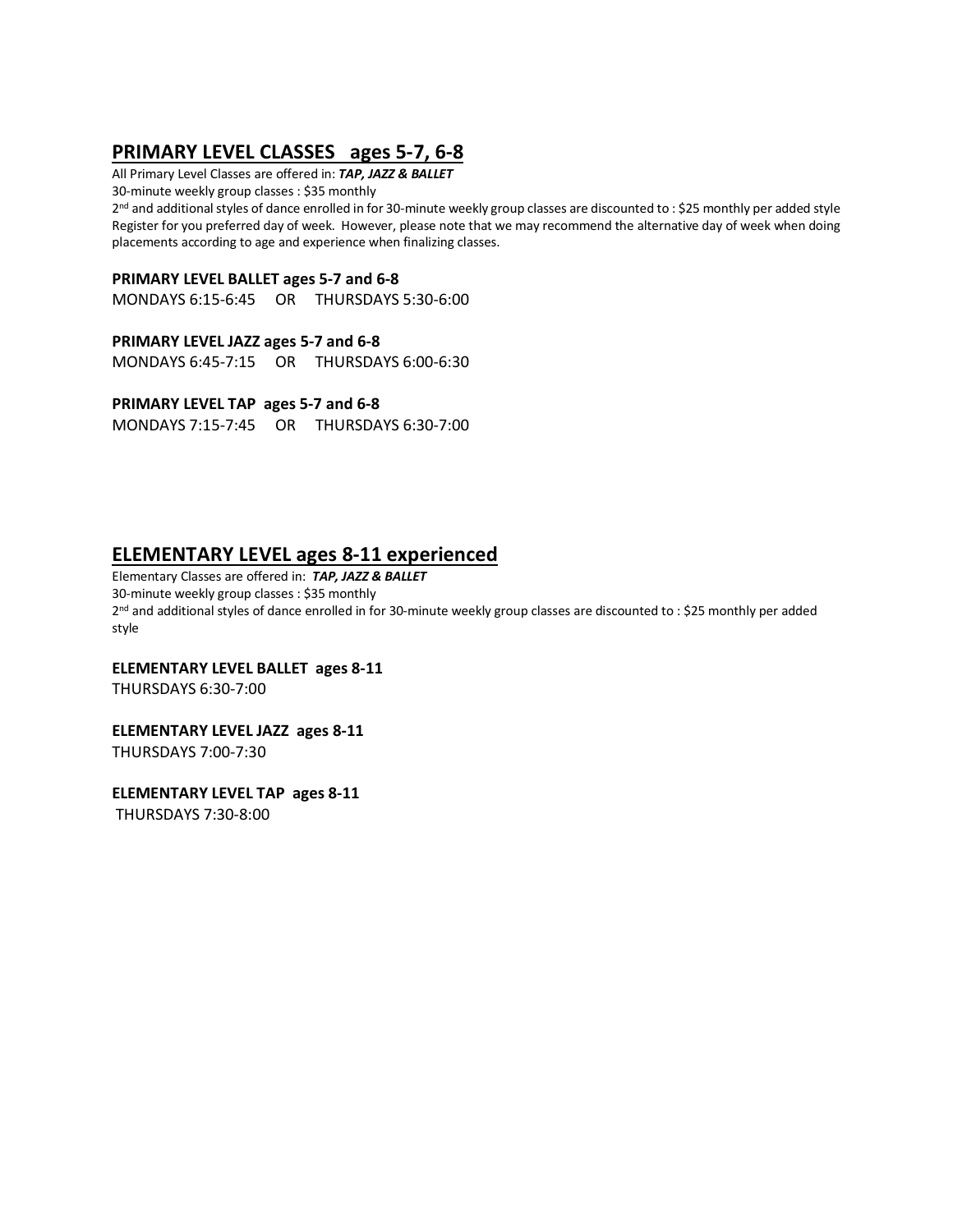## PRIMARY LEVEL CLASSES   ages 5-7, 6-8

All Primary Level Classes are offered in: ***TAP, JAZZ & BALLET***
30-minute weekly group classes : $35 monthly
2nd and additional styles of dance enrolled in for 30-minute weekly group classes are discounted to : $25 monthly per added style
Register for you preferred day of week. However, please note that we may recommend the alternative day of week when doing placements according to age and experience when finalizing classes.

**PRIMARY LEVEL BALLET ages 5-7 and 6-8**
MONDAYS 6:15-6:45   OR   THURSDAYS 5:30-6:00

**PRIMARY LEVEL JAZZ ages 5-7 and 6-8**
MONDAYS 6:45-7:15   OR   THURSDAYS 6:00-6:30

**PRIMARY LEVEL TAP ages 5-7 and 6-8**
MONDAYS 7:15-7:45   OR   THURSDAYS 6:30-7:00

## ELEMENTARY LEVEL ages 8-11 experienced

Elementary Classes are offered in: ***TAP, JAZZ & BALLET***
30-minute weekly group classes : $35 monthly
2nd and additional styles of dance enrolled in for 30-minute weekly group classes are discounted to : $25 monthly per added style

**ELEMENTARY LEVEL BALLET ages 8-11**
THURSDAYS 6:30-7:00

**ELEMENTARY LEVEL JAZZ ages 8-11**
THURSDAYS 7:00-7:30

**ELEMENTARY LEVEL TAP ages 8-11**
THURSDAYS 7:30-8:00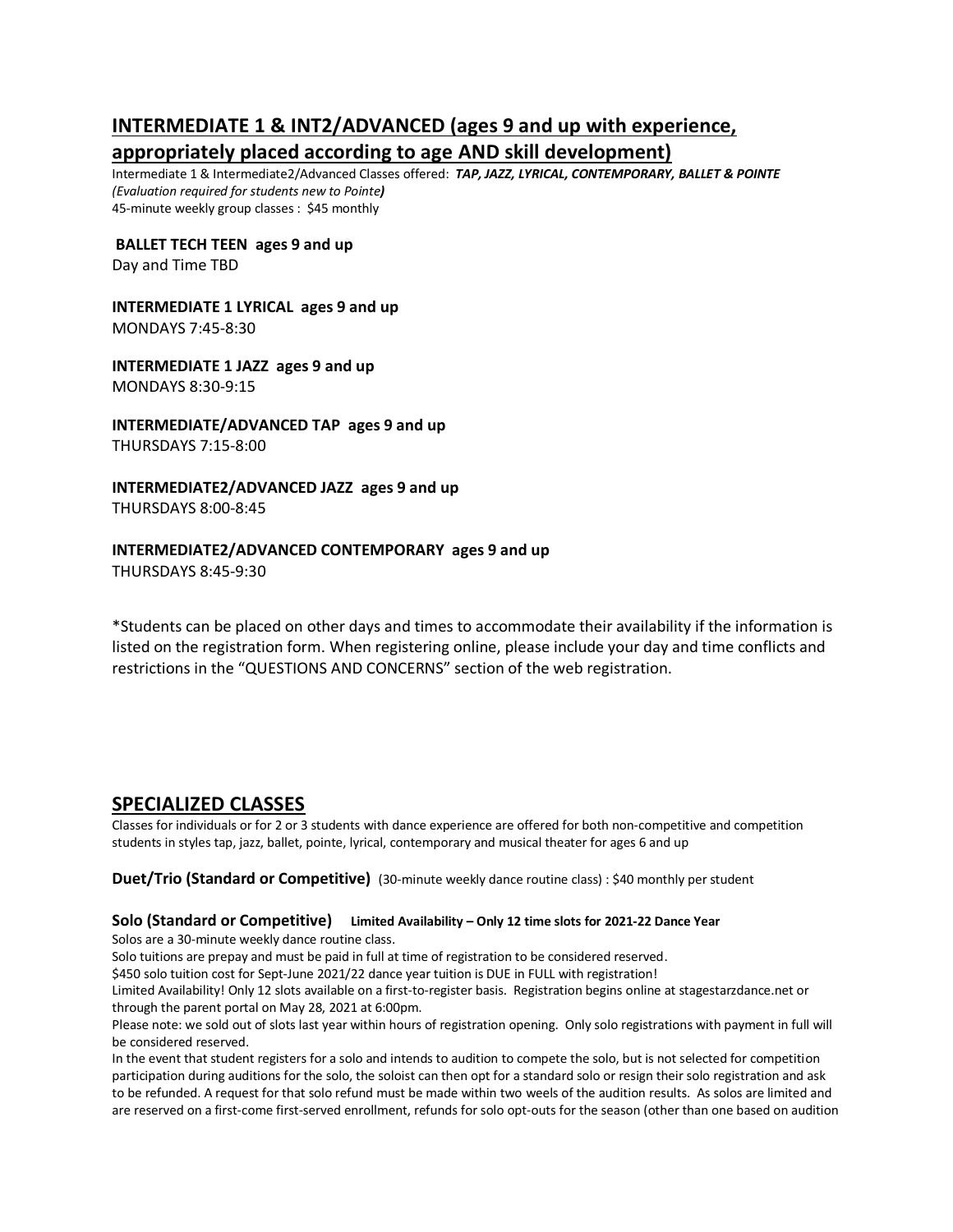## INTERMEDIATE 1 & INT2/ADVANCED (ages 9 and up with experience, appropriately placed according to age AND skill development)

Intermediate 1 & Intermediate2/Advanced Classes offered: ***TAP, JAZZ, LYRICAL, CONTEMPORARY, BALLET & POINTE*** *(Evaluation required for students new to Pointe)*
45-minute weekly group classes : $45 monthly

**BALLET TECH TEEN ages 9 and up**
Day and Time TBD

**INTERMEDIATE 1 LYRICAL ages 9 and up**
MONDAYS 7:45-8:30

**INTERMEDIATE 1 JAZZ ages 9 and up**
MONDAYS 8:30-9:15

**INTERMEDIATE/ADVANCED TAP ages 9 and up**
THURSDAYS 7:15-8:00

**INTERMEDIATE2/ADVANCED JAZZ ages 9 and up**
THURSDAYS 8:00-8:45

**INTERMEDIATE2/ADVANCED CONTEMPORARY ages 9 and up**
THURSDAYS 8:45-9:30

*Students can be placed on other days and times to accommodate their availability if the information is listed on the registration form. When registering online, please include your day and time conflicts and restrictions in the "QUESTIONS AND CONCERNS" section of the web registration.

## SPECIALIZED CLASSES

Classes for individuals or for 2 or 3 students with dance experience are offered for both non-competitive and competition students in styles tap, jazz, ballet, pointe, lyrical, contemporary and musical theater for ages 6 and up

**Duet/Trio (Standard or Competitive)** (30-minute weekly dance routine class) : $40 monthly per student

**Solo (Standard or Competitive)** **Limited Availability – Only 12 time slots for 2021-22 Dance Year**

Solos are a 30-minute weekly dance routine class.
Solo tuitions are prepay and must be paid in full at time of registration to be considered reserved.
$450 solo tuition cost for Sept-June 2021/22 dance year tuition is DUE in FULL with registration!
Limited Availability! Only 12 slots available on a first-to-register basis. Registration begins online at stagestarzdance.net or through the parent portal on May 28, 2021 at 6:00pm.
Please note: we sold out of slots last year within hours of registration opening. Only solo registrations with payment in full will be considered reserved.
In the event that student registers for a solo and intends to audition to compete the solo, but is not selected for competition participation during auditions for the solo, the soloist can then opt for a standard solo or resign their solo registration and ask to be refunded. A request for that solo refund must be made within two weeks of the audition results. As solos are limited and are reserved on a first-come first-served enrollment, refunds for solo opt-outs for the season (other than one based on audition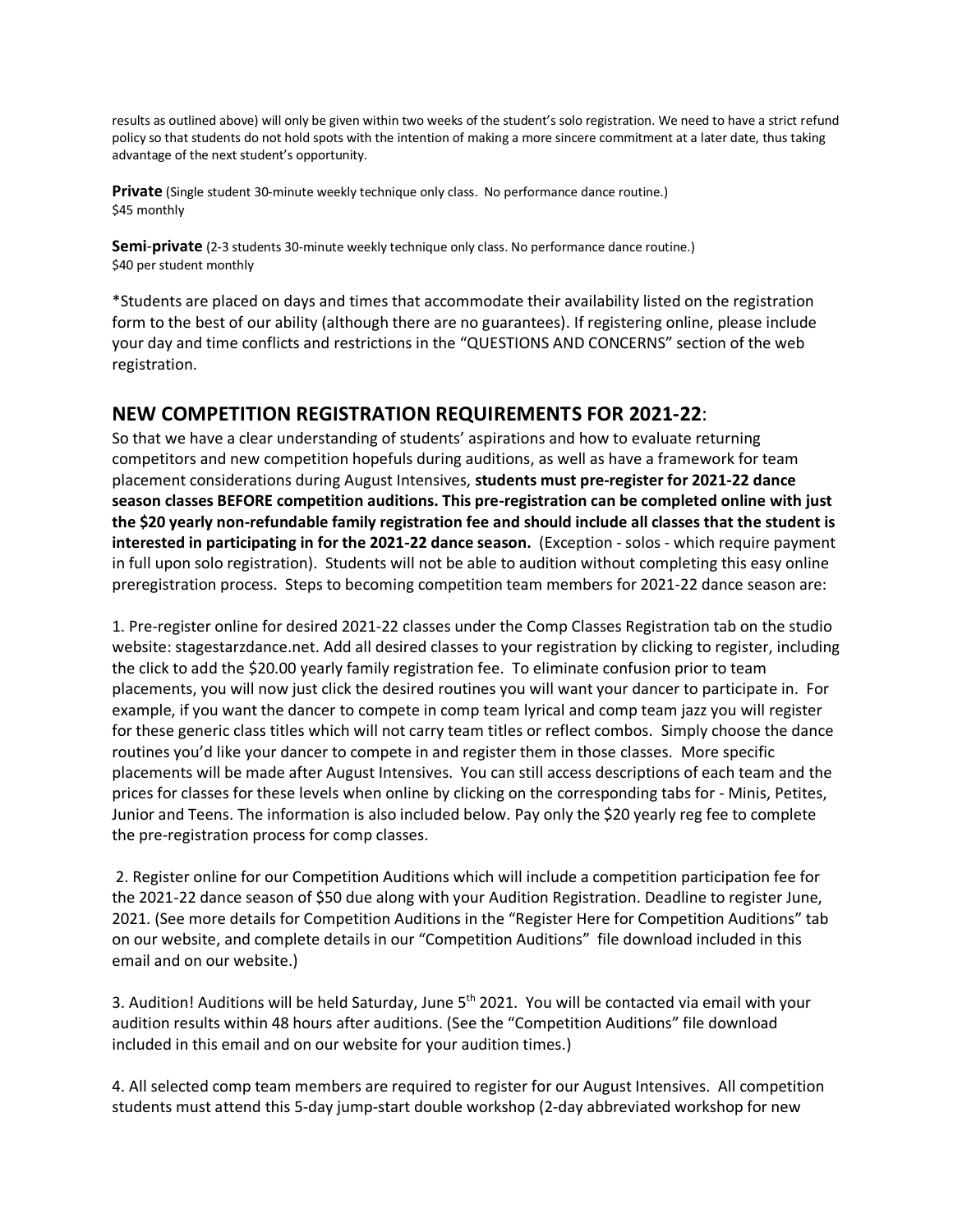results as outlined above) will only be given within two weeks of the student's solo registration. We need to have a strict refund policy so that students do not hold spots with the intention of making a more sincere commitment at a later date, thus taking advantage of the next student's opportunity.

**Private** (Single student 30-minute weekly technique only class. No performance dance routine.)
$45 monthly

**Semi-private** (2-3 students 30-minute weekly technique only class. No performance dance routine.)
$40 per student monthly

*Students are placed on days and times that accommodate their availability listed on the registration form to the best of our ability (although there are no guarantees). If registering online, please include your day and time conflicts and restrictions in the "QUESTIONS AND CONCERNS" section of the web registration.

## NEW COMPETITION REGISTRATION REQUIREMENTS FOR 2021-22:

So that we have a clear understanding of students' aspirations and how to evaluate returning competitors and new competition hopefuls during auditions, as well as have a framework for team placement considerations during August Intensives, **students must pre-register for 2021-22 dance season classes BEFORE competition auditions. This pre-registration can be completed online with just the $20 yearly non-refundable family registration fee and should include all classes that the student is interested in participating in for the 2021-22 dance season.** (Exception - solos - which require payment in full upon solo registration). Students will not be able to audition without completing this easy online preregistration process. Steps to becoming competition team members for 2021-22 dance season are:

1. Pre-register online for desired 2021-22 classes under the Comp Classes Registration tab on the studio website: stagestarzdance.net. Add all desired classes to your registration by clicking to register, including the click to add the $20.00 yearly family registration fee. To eliminate confusion prior to team placements, you will now just click the desired routines you will want your dancer to participate in. For example, if you want the dancer to compete in comp team lyrical and comp team jazz you will register for these generic class titles which will not carry team titles or reflect combos. Simply choose the dance routines you'd like your dancer to compete in and register them in those classes. More specific placements will be made after August Intensives. You can still access descriptions of each team and the prices for classes for these levels when online by clicking on the corresponding tabs for - Minis, Petites, Junior and Teens. The information is also included below. Pay only the $20 yearly reg fee to complete the pre-registration process for comp classes.

2. Register online for our Competition Auditions which will include a competition participation fee for the 2021-22 dance season of $50 due along with your Audition Registration. Deadline to register June, 2021. (See more details for Competition Auditions in the "Register Here for Competition Auditions" tab on our website, and complete details in our "Competition Auditions" file download included in this email and on our website.)

3. Audition! Auditions will be held Saturday, June 5th 2021. You will be contacted via email with your audition results within 48 hours after auditions. (See the "Competition Auditions" file download included in this email and on our website for your audition times.)

4. All selected comp team members are required to register for our August Intensives. All competition students must attend this 5-day jump-start double workshop (2-day abbreviated workshop for new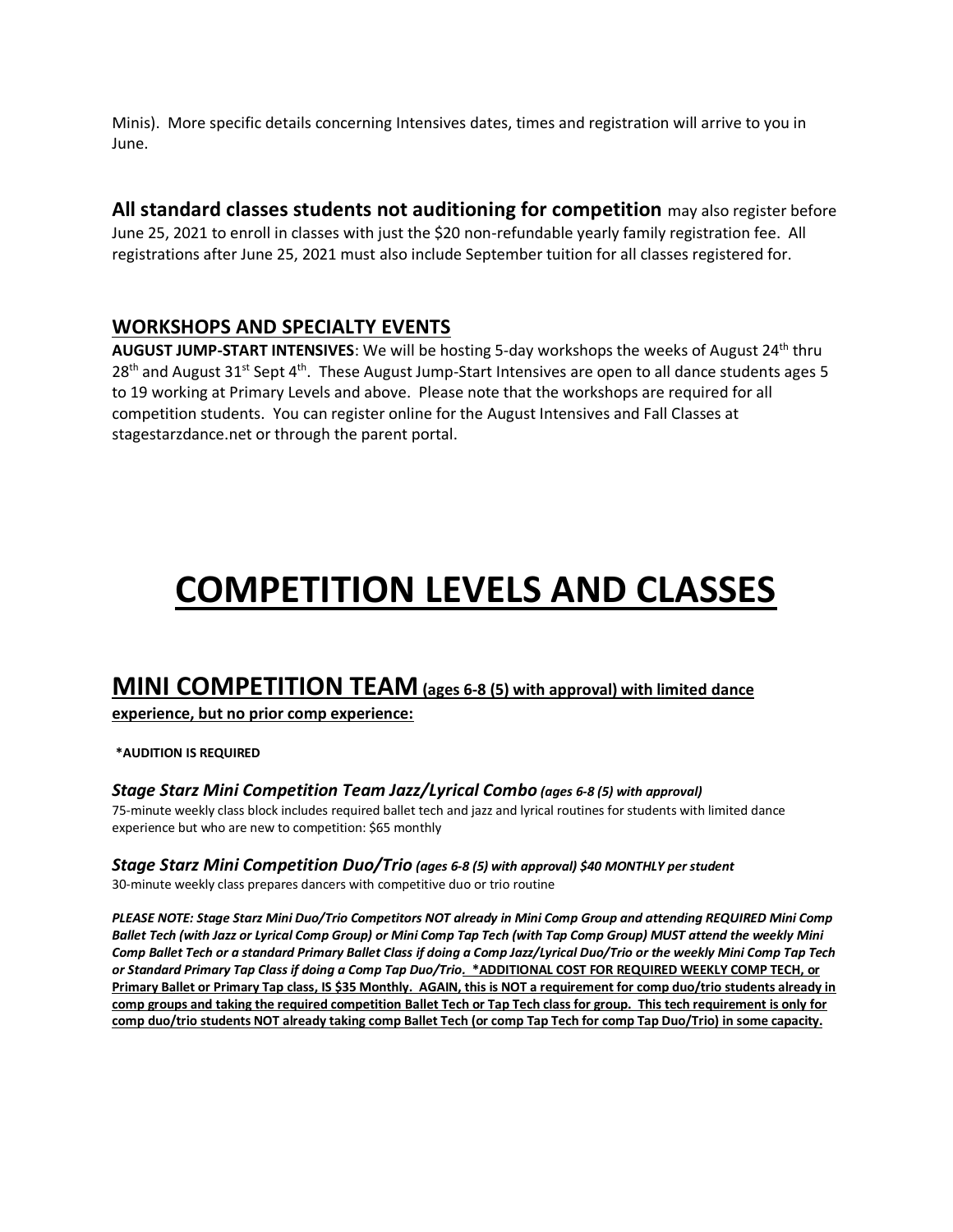Minis). More specific details concerning Intensives dates, times and registration will arrive to you in June.

**All standard classes students not auditioning for competition** may also register before June 25, 2021 to enroll in classes with just the $20 non-refundable yearly family registration fee. All registrations after June 25, 2021 must also include September tuition for all classes registered for.

## WORKSHOPS AND SPECIALTY EVENTS

**AUGUST JUMP-START INTENSIVES**: We will be hosting 5-day workshops the weeks of August 24th thru 28th and August 31st Sept 4th. These August Jump-Start Intensives are open to all dance students ages 5 to 19 working at Primary Levels and above. Please note that the workshops are required for all competition students. You can register online for the August Intensives and Fall Classes at stagestarzdance.net or through the parent portal.

# COMPETITION LEVELS AND CLASSES

## MINI COMPETITION TEAM (ages 6-8 (5) with approval) with limited dance experience, but no prior comp experience:

**\*AUDITION IS REQUIRED**

***Stage Starz Mini Competition Team Jazz/Lyrical Combo** (ages 6-8 (5) with approval)*

75-minute weekly class block includes required ballet tech and jazz and lyrical routines for students with limited dance experience but who are new to competition: $65 monthly

***Stage Starz Mini Competition Duo/Trio** (ages 6-8 (5) with approval) $40 MONTHLY per student*

30-minute weekly class prepares dancers with competitive duo or trio routine

***PLEASE NOTE: Stage Starz Mini Duo/Trio Competitors NOT already in Mini Comp Group and attending REQUIRED Mini Comp Ballet Tech (with Jazz or Lyrical Comp Group) or Mini Comp Tap Tech (with Tap Comp Group) MUST attend the weekly Mini Comp Ballet Tech or a standard Primary Ballet Class if doing a Comp Jazz/Lyrical Duo/Trio or the weekly Mini Comp Tap Tech or Standard Primary Tap Class if doing a Comp Tap Duo/Trio.*** ***\*ADDITIONAL COST FOR REQUIRED WEEKLY COMP TECH, or Primary Ballet or Primary Tap class, IS $35 Monthly. AGAIN, this is NOT a requirement for comp duo/trio students already in comp groups and taking the required competition Ballet Tech or Tap Tech class for group. This tech requirement is only for comp duo/trio students NOT already taking comp Ballet Tech (or comp Tap Tech for comp Tap Duo/Trio) in some capacity.***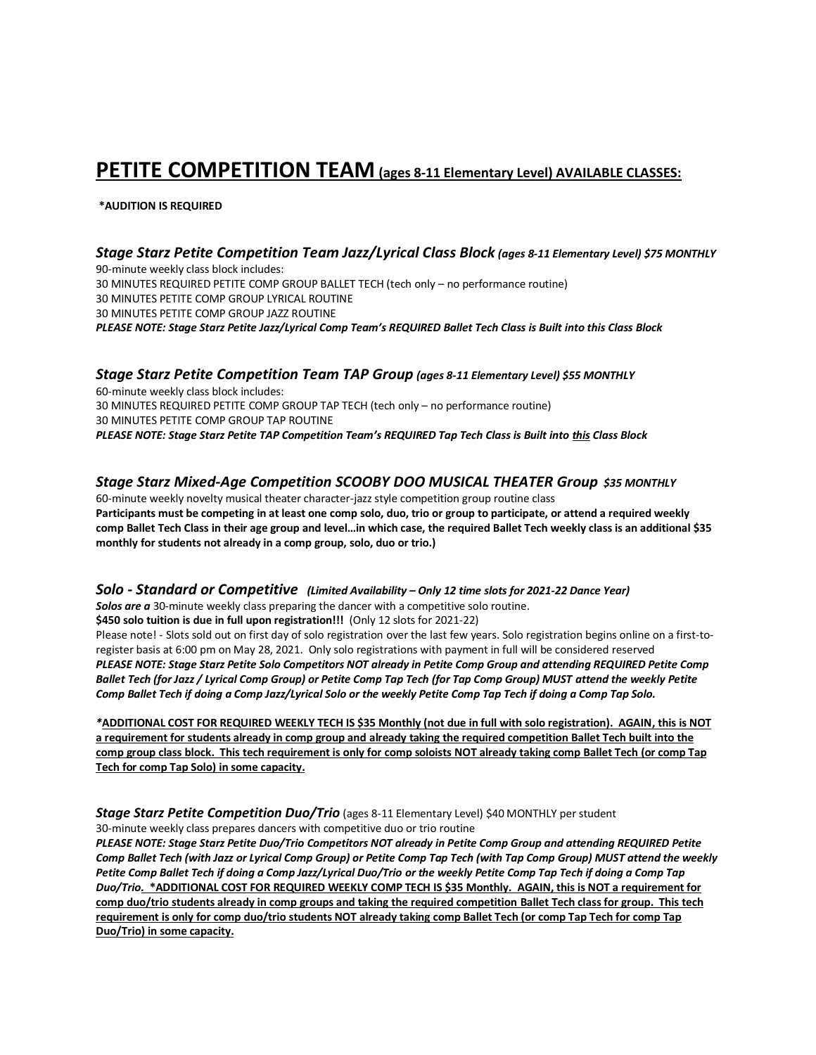# **PETITE COMPETITION TEAM** (ages 8-11 Elementary Level) AVAILABLE CLASSES:

**\*AUDITION IS REQUIRED**

### ***Stage Starz Petite Competition Team Jazz/Lyrical Class Block*** *(ages 8-11 Elementary Level) $75 MONTHLY*

90-minute weekly class block includes:
30 MINUTES REQUIRED PETITE COMP GROUP BALLET TECH (tech only – no performance routine)
30 MINUTES PETITE COMP GROUP LYRICAL ROUTINE
30 MINUTES PETITE COMP GROUP JAZZ ROUTINE
***PLEASE NOTE: Stage Starz Petite Jazz/Lyrical Comp Team's REQUIRED Ballet Tech Class is Built into this Class Block***

### ***Stage Starz Petite Competition Team TAP Group*** *(ages 8-11 Elementary Level) $55 MONTHLY*

60-minute weekly class block includes:
30 MINUTES REQUIRED PETITE COMP GROUP TAP TECH (tech only – no performance routine)
30 MINUTES PETITE COMP GROUP TAP ROUTINE
***PLEASE NOTE: Stage Starz Petite TAP Competition Team's REQUIRED Tap Tech Class is Built into <u>this</u> Class Block***

### ***Stage Starz Mixed-Age Competition SCOOBY DOO MUSICAL THEATER Group*** *$35 MONTHLY*

60-minute weekly novelty musical theater character-jazz style competition group routine class
**Participants must be competing in at least one comp solo, duo, trio or group to participate, or attend a required weekly comp Ballet Tech Class in their age group and level…in which case, the required Ballet Tech weekly class is an additional $35 monthly for students not already in a comp group, solo, duo or trio.)**

### ***Solo - Standard or Competitive*** *(Limited Availability – Only 12 time slots for 2021-22 Dance Year)*

***Solos are a*** 30-minute weekly class preparing the dancer with a competitive solo routine.
**$450 solo tuition is due in full upon registration!!!** (Only 12 slots for 2021-22)
Please note! - Slots sold out on first day of solo registration over the last few years. Solo registration begins online on a first-to-register basis at 6:00 pm on May 28, 2021. Only solo registrations with payment in full will be considered reserved
***PLEASE NOTE: Stage Starz Petite Solo Competitors NOT already in Petite Comp Group and attending REQUIRED Petite Comp Ballet Tech (for Jazz / Lyrical Comp Group) or Petite Comp Tap Tech (for Tap Comp Group) MUST attend the weekly Petite Comp Ballet Tech if doing a Comp Jazz/Lyrical Solo or the weekly Petite Comp Tap Tech if doing a Comp Tap Solo.***

***\*<u>ADDITIONAL COST FOR REQUIRED WEEKLY TECH IS $35 Monthly (not due in full with solo registration). AGAIN, this is NOT a requirement for students already in comp group and already taking the required competition Ballet Tech built into the comp group class block. This tech requirement is only for comp soloists NOT already taking comp Ballet Tech (or comp Tap Tech for comp Tap Solo) in some capacity.</u>***

### ***Stage Starz Petite Competition Duo/Trio*** (ages 8-11 Elementary Level) $40 MONTHLY per student

30-minute weekly class prepares dancers with competitive duo or trio routine
***PLEASE NOTE: Stage Starz Petite Duo/Trio Competitors NOT already in Petite Comp Group and attending REQUIRED Petite Comp Ballet Tech (with Jazz or Lyrical Comp Group) or Petite Comp Tap Tech (with Tap Comp Group) MUST attend the weekly Petite Comp Ballet Tech if doing a Comp Jazz/Lyrical Duo/Trio or the weekly Petite Comp Tap Tech if doing a Comp Tap Duo/Trio.*** **<u>\*ADDITIONAL COST FOR REQUIRED WEEKLY COMP TECH IS $35 Monthly. AGAIN, this is NOT a requirement for comp duo/trio students already in comp groups and taking the required competition Ballet Tech class for group. This tech requirement is only for comp duo/trio students NOT already taking comp Ballet Tech (or comp Tap Tech for comp Tap Duo/Trio) in some capacity.</u>**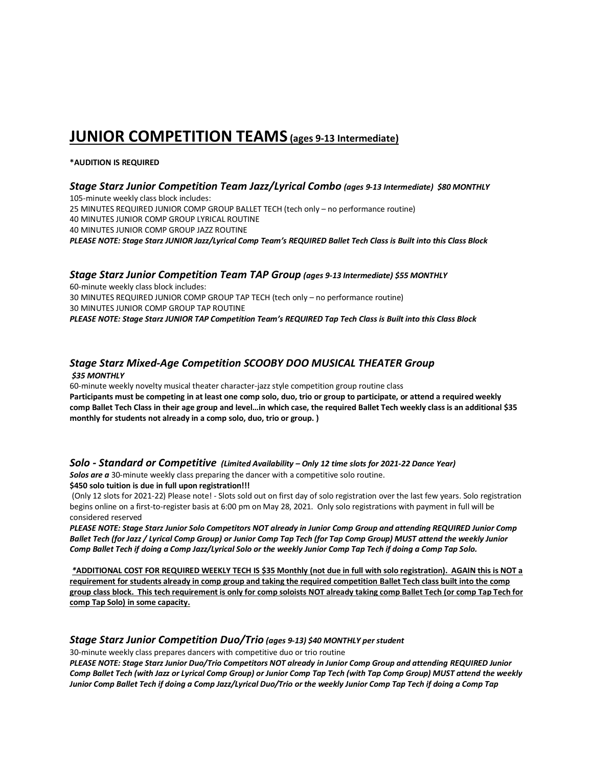# JUNIOR COMPETITION TEAMS (ages 9-13 Intermediate)

**\*AUDITION IS REQUIRED**

### *Stage Starz Junior Competition Team Jazz/Lyrical Combo (ages 9-13 Intermediate) $80 MONTHLY*

105-minute weekly class block includes:
25 MINUTES REQUIRED JUNIOR COMP GROUP BALLET TECH (tech only – no performance routine)
40 MINUTES JUNIOR COMP GROUP LYRICAL ROUTINE
40 MINUTES JUNIOR COMP GROUP JAZZ ROUTINE
***PLEASE NOTE: Stage Starz JUNIOR Jazz/Lyrical Comp Team's REQUIRED Ballet Tech Class is Built into this Class Block***

### *Stage Starz Junior Competition Team TAP Group (ages 9-13 Intermediate) $55 MONTHLY*

60-minute weekly class block includes:
30 MINUTES REQUIRED JUNIOR COMP GROUP TAP TECH (tech only – no performance routine)
30 MINUTES JUNIOR COMP GROUP TAP ROUTINE
***PLEASE NOTE: Stage Starz JUNIOR TAP Competition Team's REQUIRED Tap Tech Class is Built into this Class Block***

### *Stage Starz Mixed-Age Competition SCOOBY DOO MUSICAL THEATER Group*

***$35 MONTHLY***
60-minute weekly novelty musical theater character-jazz style competition group routine class
**Participants must be competing in at least one comp solo, duo, trio or group to participate, or attend a required weekly comp Ballet Tech Class in their age group and level…in which case, the required Ballet Tech weekly class is an additional $35 monthly for students not already in a comp solo, duo, trio or group. )**

### *Solo - Standard or Competitive (Limited Availability – Only 12 time slots for 2021-22 Dance Year)*

***Solos are a*** 30-minute weekly class preparing the dancer with a competitive solo routine.
**$450 solo tuition is due in full upon registration!!!**
(Only 12 slots for 2021-22) Please note! - Slots sold out on first day of solo registration over the last few years. Solo registration begins online on a first-to-register basis at 6:00 pm on May 28, 2021. Only solo registrations with payment in full will be considered reserved
***PLEASE NOTE: Stage Starz Junior Solo Competitors NOT already in Junior Comp Group and attending REQUIRED Junior Comp Ballet Tech (for Jazz / Lyrical Comp Group) or Junior Comp Tap Tech (for Tap Comp Group) MUST attend the weekly Junior Comp Ballet Tech if doing a Comp Jazz/Lyrical Solo or the weekly Junior Comp Tap Tech if doing a Comp Tap Solo.***

***\*ADDITIONAL COST FOR REQUIRED WEEKLY TECH IS $35 Monthly** **(not due in full with solo registration). AGAIN this is NOT a requirement for students already in comp group and taking the required competition Ballet Tech class built into the comp group class block. This tech requirement is only for comp soloists NOT already taking comp Ballet Tech (or comp Tap Tech for comp Tap Solo) in some capacity.***

### *Stage Starz Junior Competition Duo/Trio (ages 9-13) $40 MONTHLY per student*

30-minute weekly class prepares dancers with competitive duo or trio routine
***PLEASE NOTE: Stage Starz Junior Duo/Trio Competitors NOT already in Junior Comp Group and attending REQUIRED Junior Comp Ballet Tech (with Jazz or Lyrical Comp Group) or Junior Comp Tap Tech (with Tap Comp Group) MUST attend the weekly Junior Comp Ballet Tech if doing a Comp Jazz/Lyrical Duo/Trio or the weekly Junior Comp Tap Tech if doing a Comp Tap***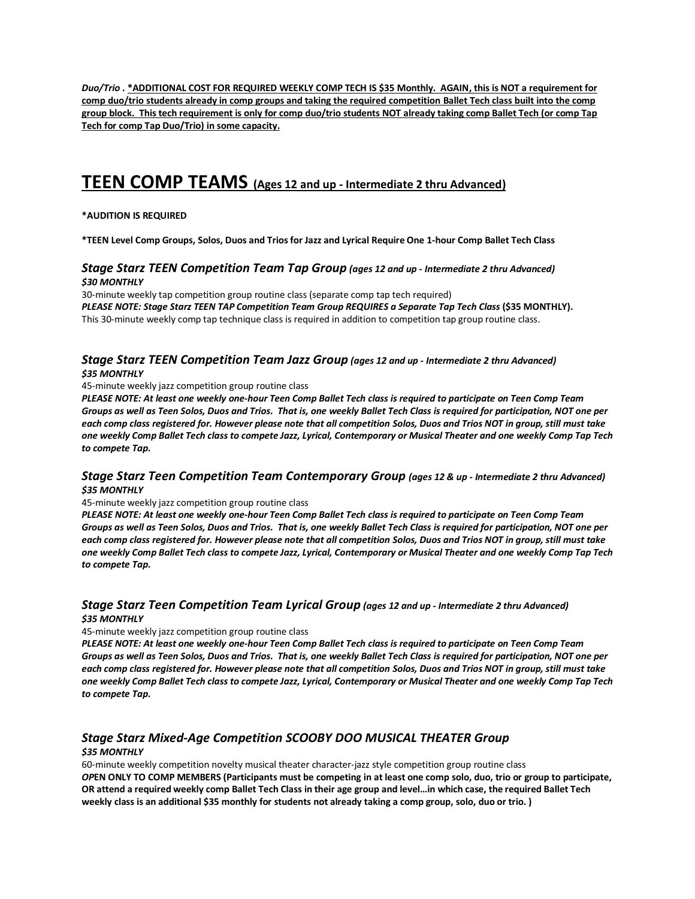***Duo/Trio .*** **<u>*ADDITIONAL COST FOR REQUIRED WEEKLY COMP TECH IS $35 Monthly. AGAIN, this is NOT a requirement for comp duo/trio students already in comp groups and taking the required competition Ballet Tech class built into the comp group block. This tech requirement is only for comp duo/trio students NOT already taking comp Ballet Tech (or comp Tap Tech for comp Tap Duo/Trio) in some capacity.</u>**

# <u>TEEN COMP TEAMS (Ages 12 and up - Intermediate 2 thru Advanced)</u>

***AUDITION IS REQUIRED**

***TEEN Level Comp Groups, Solos, Duos and Trios for Jazz and Lyrical Require One 1-hour Comp Ballet Tech Class**

### *Stage Starz TEEN Competition Team Tap Group (ages 12 and up - Intermediate 2 thru Advanced)*

***$30 MONTHLY***

30-minute weekly tap competition group routine class (separate comp tap tech required)

***PLEASE NOTE: Stage Starz TEEN TAP Competition Team Group REQUIRES a Separate Tap Tech Class* ($35 MONTHLY).**

This 30-minute weekly comp tap technique class is required in addition to competition tap group routine class.

### *Stage Starz TEEN Competition Team Jazz Group (ages 12 and up - Intermediate 2 thru Advanced)*

***$35 MONTHLY***

45-minute weekly jazz competition group routine class

***PLEASE NOTE: At least one weekly one-hour Teen Comp Ballet Tech class is required to participate on Teen Comp Team Groups as well as Teen Solos, Duos and Trios. That is, one weekly Ballet Tech Class is required for participation, NOT one per each comp class registered for. However please note that all competition Solos, Duos and Trios NOT in group, still must take one weekly Comp Ballet Tech class to compete Jazz, Lyrical, Contemporary or Musical Theater and one weekly Comp Tap Tech to compete Tap.***

### *Stage Starz Teen Competition Team Contemporary Group (ages 12 & up - Intermediate 2 thru Advanced)*

***$35 MONTHLY***

45-minute weekly jazz competition group routine class

***PLEASE NOTE: At least one weekly one-hour Teen Comp Ballet Tech class is required to participate on Teen Comp Team Groups as well as Teen Solos, Duos and Trios. That is, one weekly Ballet Tech Class is required for participation, NOT one per each comp class registered for. However please note that all competition Solos, Duos and Trios NOT in group, still must take one weekly Comp Ballet Tech class to compete Jazz, Lyrical, Contemporary or Musical Theater and one weekly Comp Tap Tech to compete Tap.***

### *Stage Starz Teen Competition Team Lyrical Group (ages 12 and up - Intermediate 2 thru Advanced)*

***$35 MONTHLY***

45-minute weekly jazz competition group routine class

***PLEASE NOTE: At least one weekly one-hour Teen Comp Ballet Tech class is required to participate on Teen Comp Team Groups as well as Teen Solos, Duos and Trios. That is, one weekly Ballet Tech Class is required for participation, NOT one per each comp class registered for. However please note that all competition Solos, Duos and Trios NOT in group, still must take one weekly Comp Ballet Tech class to compete Jazz, Lyrical, Contemporary or Musical Theater and one weekly Comp Tap Tech to compete Tap.***

### *Stage Starz Mixed-Age Competition SCOOBY DOO MUSICAL THEATER Group*

***$35 MONTHLY***

60-minute weekly competition novelty musical theater character-jazz style competition group routine class

***O*PEN ONLY TO COMP MEMBERS (Participants must be competing in at least one comp solo, duo, trio or group to participate, OR attend a required weekly comp Ballet Tech Class in their age group and level…in which case, the required Ballet Tech weekly class is an additional $35 monthly for students not already taking a comp group, solo, duo or trio. )**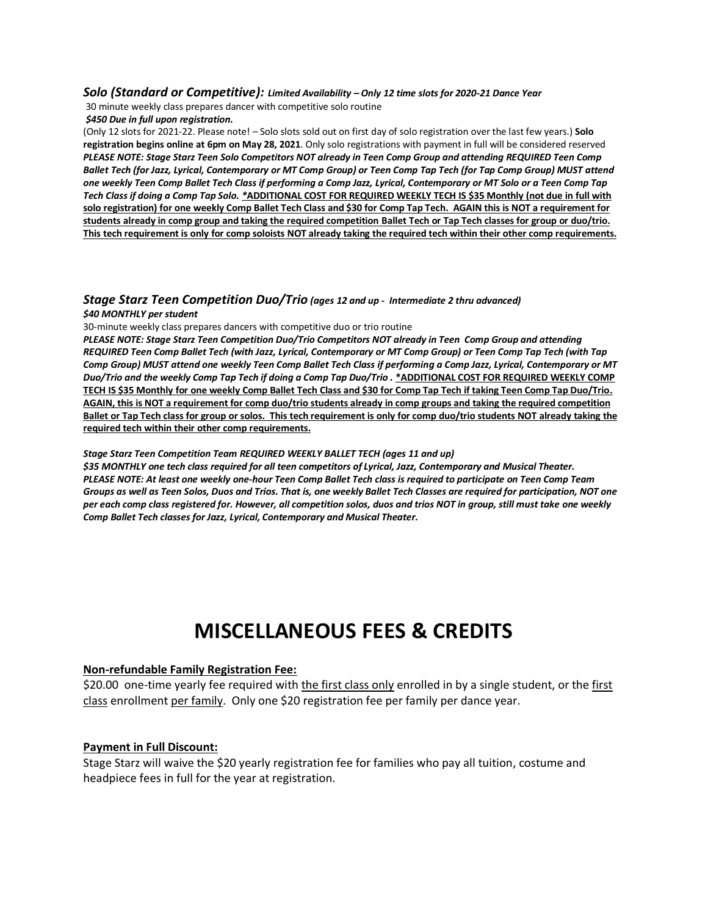***Solo (Standard or Competitive):*** ***Limited Availability – Only 12 time slots for 2020-21 Dance Year***

30 minute weekly class prepares dancer with competitive solo routine

***$450 Due in full upon registration.***

(Only 12 slots for 2021-22. Please note! – Solo slots sold out on first day of solo registration over the last few years.) **Solo registration begins online at 6pm on May 28, 2021**. Only solo registrations with payment in full will be considered reserved ***PLEASE NOTE: Stage Starz Teen Solo Competitors NOT already in Teen Comp Group and attending REQUIRED Teen Comp Ballet Tech (for Jazz, Lyrical, Contemporary or MT Comp Group) or Teen Comp Tap Tech (for Tap Comp Group) MUST attend one weekly Teen Comp Ballet Tech Class if performing a Comp Jazz, Lyrical, Contemporary or MT Solo or a Teen Comp Tap Tech Class if doing a Comp Tap Solo.*** <u>**\*ADDITIONAL COST FOR REQUIRED WEEKLY TECH IS $35 Monthly (not due in full with solo registration) for one weekly Comp Ballet Tech Class and $30 for Comp Tap Tech. AGAIN this is NOT a requirement for students already in comp group and taking the required competition Ballet Tech or Tap Tech classes for group or duo/trio. This tech requirement is only for comp soloists NOT already taking the required tech within their other comp requirements.**</u>

***Stage Starz Teen Competition Duo/Trio*** ***(ages 12 and up - Intermediate 2 thru advanced)***

***$40 MONTHLY per student***

30-minute weekly class prepares dancers with competitive duo or trio routine

***PLEASE NOTE: Stage Starz Teen Competition Duo/Trio Competitors NOT already in Teen Comp Group and attending REQUIRED Teen Comp Ballet Tech (with Jazz, Lyrical, Contemporary or MT Comp Group) or Teen Comp Tap Tech (with Tap Comp Group) MUST attend one weekly Teen Comp Ballet Tech Class if performing a Comp Jazz, Lyrical, Contemporary or MT Duo/Trio and the weekly Comp Tap Tech if doing a Comp Tap Duo/Trio .*** <u>**\*ADDITIONAL COST FOR REQUIRED WEEKLY COMP TECH IS $35 Monthly for one weekly Comp Ballet Tech Class and $30 for Comp Tap Tech if taking Teen Comp Tap Duo/Trio. AGAIN, this is NOT a requirement for comp duo/trio students already in comp groups and taking the required competition Ballet or Tap Tech class for group or solos. This tech requirement is only for comp duo/trio students NOT already taking the required tech within their other comp requirements.**</u>

***Stage Starz Teen Competition Team REQUIRED WEEKLY BALLET TECH (ages 11 and up)***

***$35 MONTHLY one tech class required for all teen competitors of Lyrical, Jazz, Contemporary and Musical Theater. PLEASE NOTE: At least one weekly one-hour Teen Comp Ballet Tech class is required to participate on Teen Comp Team Groups as well as Teen Solos, Duos and Trios. That is, one weekly Ballet Tech Classes are required for participation, NOT one per each comp class registered for. However, all competition solos, duos and trios NOT in group, still must take one weekly Comp Ballet Tech classes for Jazz, Lyrical, Contemporary and Musical Theater.***

# MISCELLANEOUS FEES & CREDITS

<u>**Non-refundable Family Registration Fee:**</u>

$20.00 one-time yearly fee required with <u>the first class only</u> enrolled in by a single student, or the <u>first class</u> enrollment <u>per family</u>. Only one $20 registration fee per family per dance year.

<u>**Payment in Full Discount:**</u>

Stage Starz will waive the $20 yearly registration fee for families who pay all tuition, costume and headpiece fees in full for the year at registration.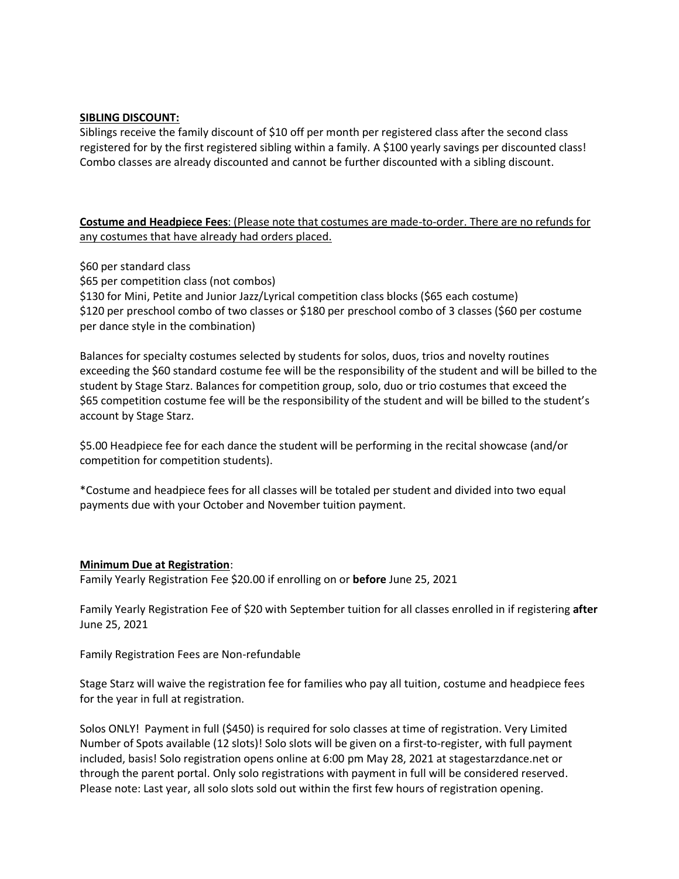**SIBLING DISCOUNT:**

Siblings receive the family discount of $10 off per month per registered class after the second class registered for by the first registered sibling within a family. A $100 yearly savings per discounted class! Combo classes are already discounted and cannot be further discounted with a sibling discount.

**Costume and Headpiece Fees**: (Please note that costumes are made-to-order. There are no refunds for any costumes that have already had orders placed.

$60 per standard class
$65 per competition class (not combos)
$130 for Mini, Petite and Junior Jazz/Lyrical competition class blocks ($65 each costume)
$120 per preschool combo of two classes or $180 per preschool combo of 3 classes ($60 per costume per dance style in the combination)

Balances for specialty costumes selected by students for solos, duos, trios and novelty routines exceeding the $60 standard costume fee will be the responsibility of the student and will be billed to the student by Stage Starz. Balances for competition group, solo, duo or trio costumes that exceed the $65 competition costume fee will be the responsibility of the student and will be billed to the student's account by Stage Starz.

$5.00 Headpiece fee for each dance the student will be performing in the recital showcase (and/or competition for competition students).

*Costume and headpiece fees for all classes will be totaled per student and divided into two equal payments due with your October and November tuition payment.

**Minimum Due at Registration**:

Family Yearly Registration Fee $20.00 if enrolling on or **before** June 25, 2021

Family Yearly Registration Fee of $20 with September tuition for all classes enrolled in if registering **after** June 25, 2021

Family Registration Fees are Non-refundable

Stage Starz will waive the registration fee for families who pay all tuition, costume and headpiece fees for the year in full at registration.

Solos ONLY! Payment in full ($450) is required for solo classes at time of registration. Very Limited Number of Spots available (12 slots)! Solo slots will be given on a first-to-register, with full payment included, basis! Solo registration opens online at 6:00 pm May 28, 2021 at stagestarzdance.net or through the parent portal. Only solo registrations with payment in full will be considered reserved. Please note: Last year, all solo slots sold out within the first few hours of registration opening.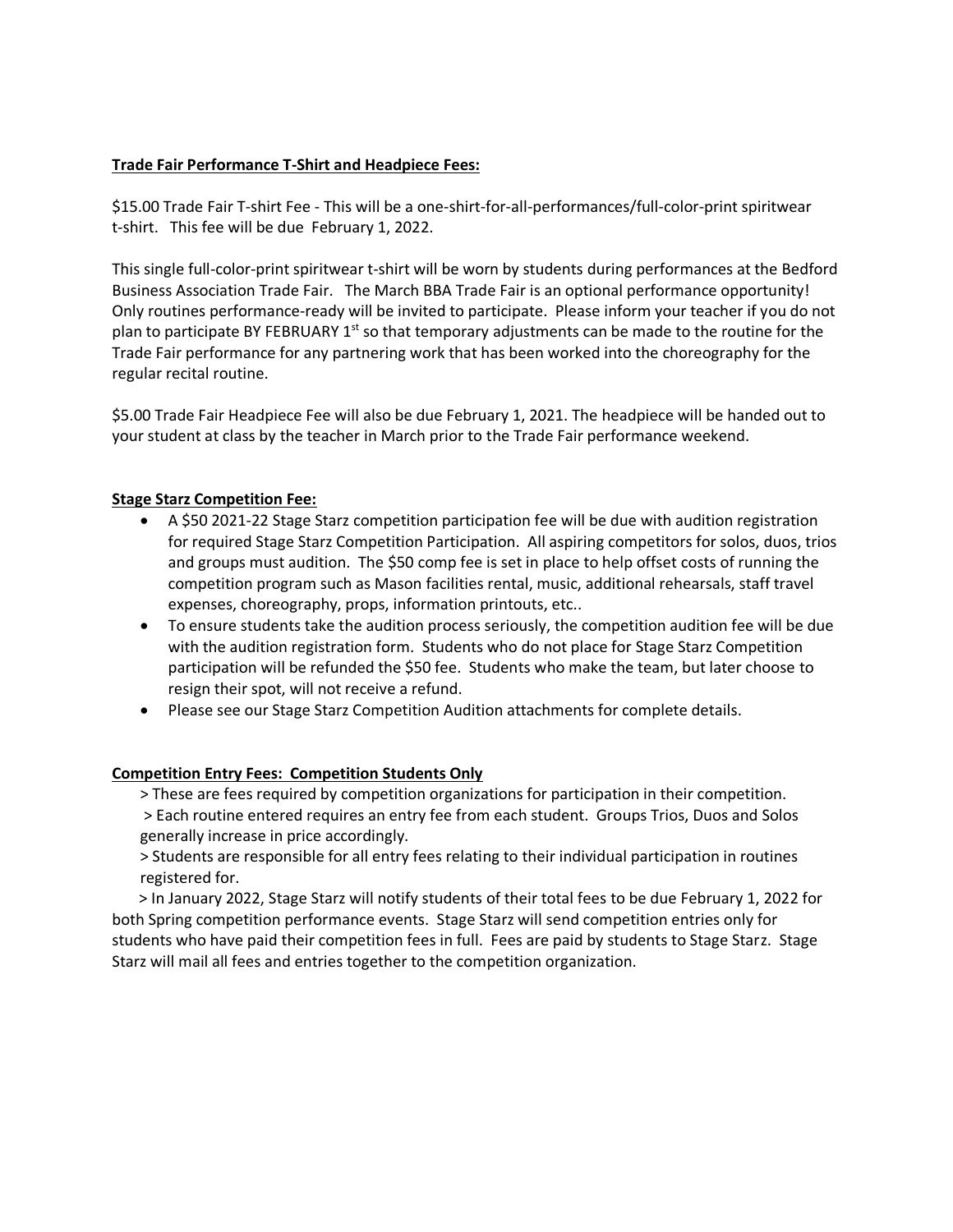**Trade Fair Performance T-Shirt and Headpiece Fees:**

$15.00 Trade Fair T-shirt Fee - This will be a one-shirt-for-all-performances/full-color-print spiritwear t-shirt. This fee will be due February 1, 2022.

This single full-color-print spiritwear t-shirt will be worn by students during performances at the Bedford Business Association Trade Fair. The March BBA Trade Fair is an optional performance opportunity! Only routines performance-ready will be invited to participate. Please inform your teacher if you do not plan to participate BY FEBRUARY 1st so that temporary adjustments can be made to the routine for the Trade Fair performance for any partnering work that has been worked into the choreography for the regular recital routine.

$5.00 Trade Fair Headpiece Fee will also be due February 1, 2021. The headpiece will be handed out to your student at class by the teacher in March prior to the Trade Fair performance weekend.

**Stage Starz Competition Fee:**

- A $50 2021-22 Stage Starz competition participation fee will be due with audition registration for required Stage Starz Competition Participation. All aspiring competitors for solos, duos, trios and groups must audition. The $50 comp fee is set in place to help offset costs of running the competition program such as Mason facilities rental, music, additional rehearsals, staff travel expenses, choreography, props, information printouts, etc..
- To ensure students take the audition process seriously, the competition audition fee will be due with the audition registration form. Students who do not place for Stage Starz Competition participation will be refunded the $50 fee. Students who make the team, but later choose to resign their spot, will not receive a refund.
- Please see our Stage Starz Competition Audition attachments for complete details.

**Competition Entry Fees: Competition Students Only**

> These are fees required by competition organizations for participation in their competition.

> Each routine entered requires an entry fee from each student. Groups Trios, Duos and Solos generally increase in price accordingly.

> Students are responsible for all entry fees relating to their individual participation in routines registered for.

> In January 2022, Stage Starz will notify students of their total fees to be due February 1, 2022 for both Spring competition performance events. Stage Starz will send competition entries only for students who have paid their competition fees in full. Fees are paid by students to Stage Starz. Stage Starz will mail all fees and entries together to the competition organization.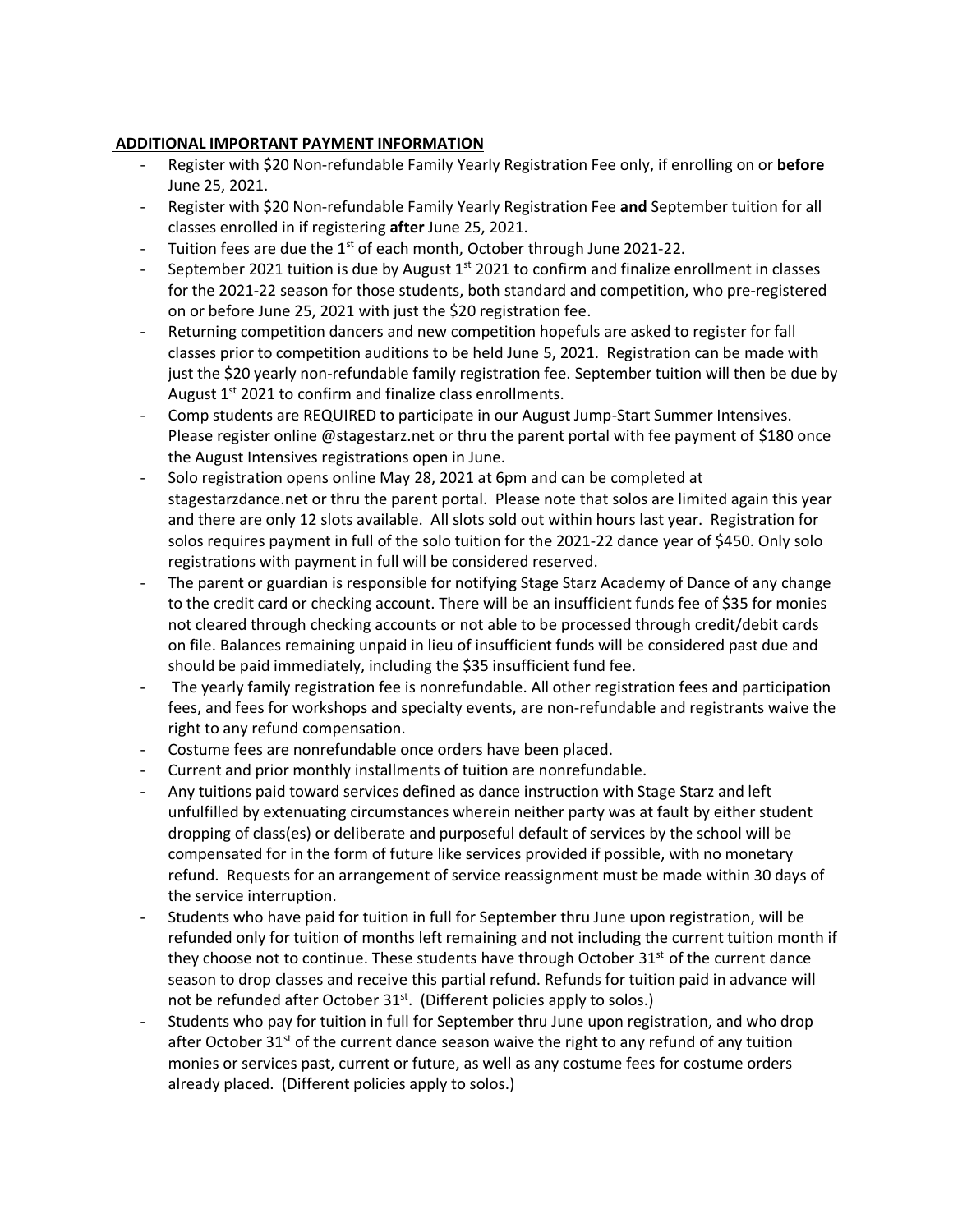**ADDITIONAL IMPORTANT PAYMENT INFORMATION**

- Register with $20 Non-refundable Family Yearly Registration Fee only, if enrolling on or **before** June 25, 2021.
- Register with $20 Non-refundable Family Yearly Registration Fee **and** September tuition for all classes enrolled in if registering **after** June 25, 2021.
- Tuition fees are due the 1st of each month, October through June 2021-22.
- September 2021 tuition is due by August 1st 2021 to confirm and finalize enrollment in classes for the 2021-22 season for those students, both standard and competition, who pre-registered on or before June 25, 2021 with just the $20 registration fee.
- Returning competition dancers and new competition hopefuls are asked to register for fall classes prior to competition auditions to be held June 5, 2021. Registration can be made with just the $20 yearly non-refundable family registration fee. September tuition will then be due by August 1st 2021 to confirm and finalize class enrollments.
- Comp students are REQUIRED to participate in our August Jump-Start Summer Intensives. Please register online @stagestarz.net or thru the parent portal with fee payment of $180 once the August Intensives registrations open in June.
- Solo registration opens online May 28, 2021 at 6pm and can be completed at stagestarzdance.net or thru the parent portal. Please note that solos are limited again this year and there are only 12 slots available. All slots sold out within hours last year. Registration for solos requires payment in full of the solo tuition for the 2021-22 dance year of $450. Only solo registrations with payment in full will be considered reserved.
- The parent or guardian is responsible for notifying Stage Starz Academy of Dance of any change to the credit card or checking account. There will be an insufficient funds fee of $35 for monies not cleared through checking accounts or not able to be processed through credit/debit cards on file. Balances remaining unpaid in lieu of insufficient funds will be considered past due and should be paid immediately, including the $35 insufficient fund fee.
- The yearly family registration fee is nonrefundable. All other registration fees and participation fees, and fees for workshops and specialty events, are non-refundable and registrants waive the right to any refund compensation.
- Costume fees are nonrefundable once orders have been placed.
- Current and prior monthly installments of tuition are nonrefundable.
- Any tuitions paid toward services defined as dance instruction with Stage Starz and left unfulfilled by extenuating circumstances wherein neither party was at fault by either student dropping of class(es) or deliberate and purposeful default of services by the school will be compensated for in the form of future like services provided if possible, with no monetary refund. Requests for an arrangement of service reassignment must be made within 30 days of the service interruption.
- Students who have paid for tuition in full for September thru June upon registration, will be refunded only for tuition of months left remaining and not including the current tuition month if they choose not to continue. These students have through October 31st of the current dance season to drop classes and receive this partial refund. Refunds for tuition paid in advance will not be refunded after October 31st. (Different policies apply to solos.)
- Students who pay for tuition in full for September thru June upon registration, and who drop after October 31st of the current dance season waive the right to any refund of any tuition monies or services past, current or future, as well as any costume fees for costume orders already placed. (Different policies apply to solos.)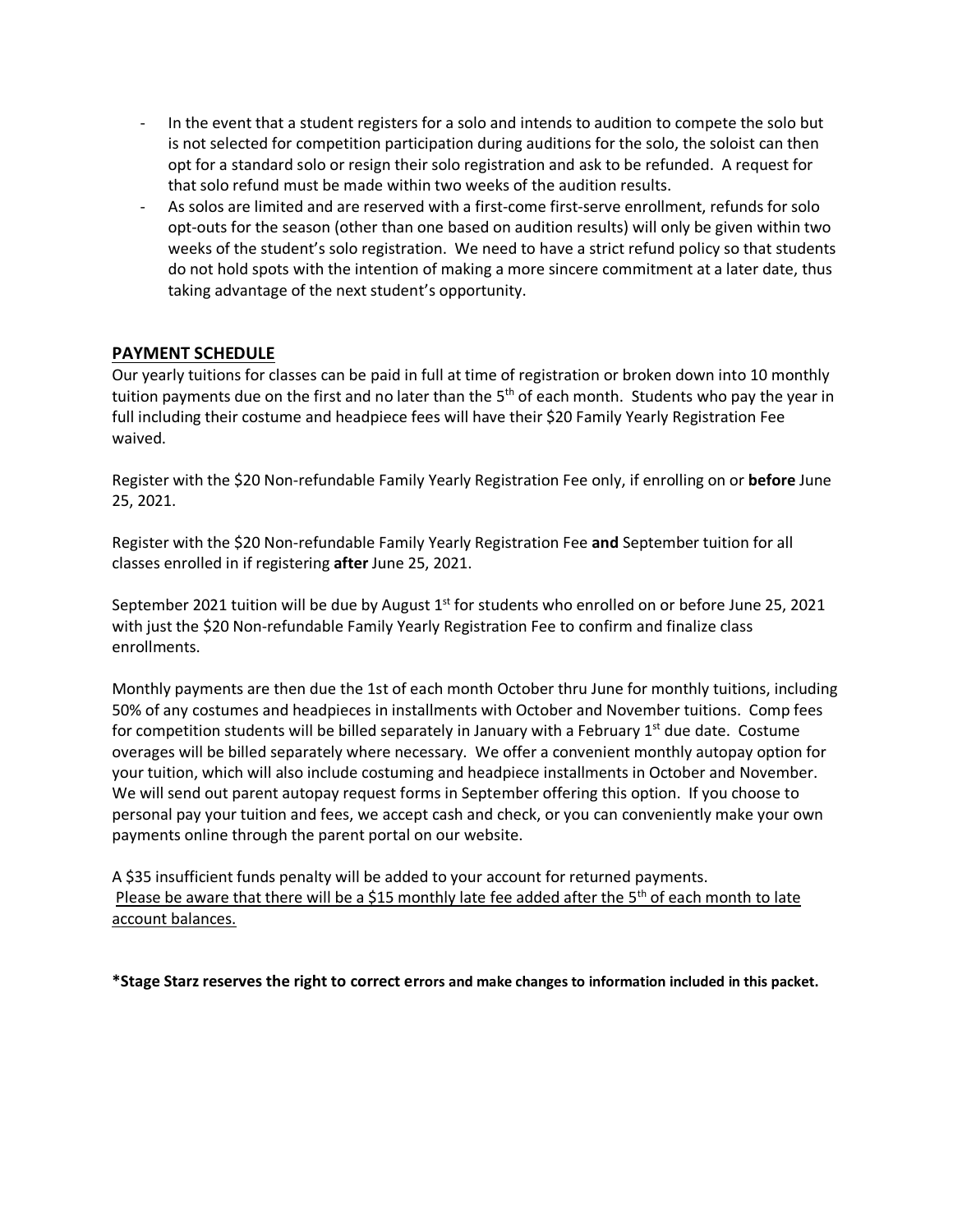- In the event that a student registers for a solo and intends to audition to compete the solo but is not selected for competition participation during auditions for the solo, the soloist can then opt for a standard solo or resign their solo registration and ask to be refunded. A request for that solo refund must be made within two weeks of the audition results.
- As solos are limited and are reserved with a first-come first-serve enrollment, refunds for solo opt-outs for the season (other than one based on audition results) will only be given within two weeks of the student's solo registration. We need to have a strict refund policy so that students do not hold spots with the intention of making a more sincere commitment at a later date, thus taking advantage of the next student's opportunity.

## PAYMENT SCHEDULE

Our yearly tuitions for classes can be paid in full at time of registration or broken down into 10 monthly tuition payments due on the first and no later than the 5th of each month. Students who pay the year in full including their costume and headpiece fees will have their $20 Family Yearly Registration Fee waived.

Register with the $20 Non-refundable Family Yearly Registration Fee only, if enrolling on or **before** June 25, 2021.

Register with the $20 Non-refundable Family Yearly Registration Fee **and** September tuition for all classes enrolled in if registering **after** June 25, 2021.

September 2021 tuition will be due by August 1st for students who enrolled on or before June 25, 2021 with just the $20 Non-refundable Family Yearly Registration Fee to confirm and finalize class enrollments.

Monthly payments are then due the 1st of each month October thru June for monthly tuitions, including 50% of any costumes and headpieces in installments with October and November tuitions. Comp fees for competition students will be billed separately in January with a February 1st due date. Costume overages will be billed separately where necessary. We offer a convenient monthly autopay option for your tuition, which will also include costuming and headpiece installments in October and November. We will send out parent autopay request forms in September offering this option. If you choose to personal pay your tuition and fees, we accept cash and check, or you can conveniently make your own payments online through the parent portal on our website.

A $35 insufficient funds penalty will be added to your account for returned payments.
Please be aware that there will be a $15 monthly late fee added after the 5th of each month to late account balances.

**\*Stage Starz reserves the right to correct errors and make changes to information included in this packet.**